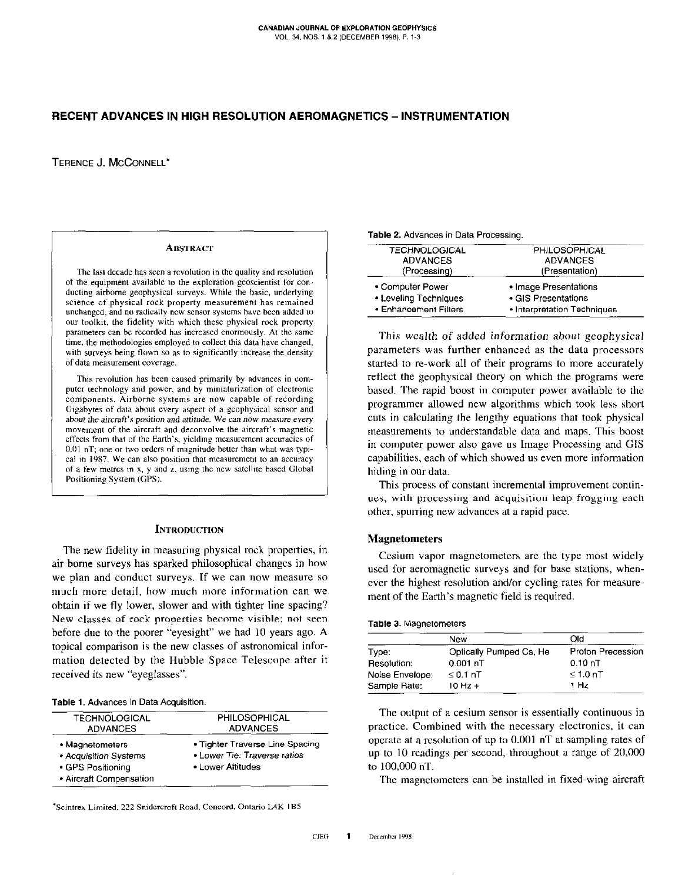# RECENT ADVANCES IN HIGH RESOLUTION AEROMAGNETICS – INSTRUMENTATION

TERENCE J. McCONNELL*

## ABSTRACT

The last decade has seen a revolution in the quality and resolution of the equipment available to the exploration geoscientist for conducting airborne geophysical surveys. While the basic, underlying science of physical rock property measurement has remained unchanged, and no radically new sensor systems have been added to our toolkit, the fidelity with which these physical rock property parameters can be recorded has increased enormously. At the same time, the methodologies employed to collect this data have changed, with surveys being flown so as to significantly increase the density of data measurement coverage.

This revolution has been caused primarily by advances in computer technology and power, and by miniaturization of electronic components. Airborne systems are now capable of recording Gigabytes of data about every aspect of a geophysical sensor and about the aircraft's position and attitude. We can now measure every movement of the aircraft and deconvolve the aircraft's magnetic effects from that of the Earth's, yielding measurement accuracies of 0.01 nT; one or two orders of magnitude better than what was typical in 1987. We can also position that measurement to an accuracy of a few metres in x, y and z, using the new satellite based Global Positioning System (GPS).

## INTRODUCTION

The new fidelity in measuring physical rock properties, in air borne surveys has sparked philosophical changes in how we plan and conduct surveys. If we can now measure so much more detail, how much more information can we obtain if we fly lower, slower and with tighter line spacing? New classes of rock properties become visible; not seen before due to the poorer "eyesight" we had 10 years ago. A topical comparison is the new classes of astronomical information detected by the Hubble Space Telescope after it received its new "eyeglasses".

**Table 1.** Advances in Data Acquisition.

| TECHNOLOGICAL ADVANCES | PHILOSOPHICAL ADVANCES |
|---|---|
| • Magnetometers | • Tighter Traverse Line Spacing |
| • Acquisition Systems | • Lower Tie: Traverse ratios |
| • GPS Positioning | • Lower Altitudes |
| • Aircraft Compensation | |

*Scintrex Limited, 222 Snidercroft Road, Concord, Ontario L4K 1B5

**Table 2.** Advances in Data Processing.

| TECHNOLOGICAL ADVANCES (Processing) | PHILOSOPHICAL ADVANCES (Presentation) |
|---|---|
| • Computer Power | • Image Presentations |
| • Leveling Techniques | • GIS Presentations |
| • Enhancement Filters | • Interpretation Techniques |

This wealth of added information about geophysical parameters was further enhanced as the data processors started to re-work all of their programs to more accurately reflect the geophysical theory on which the programs were based. The rapid boost in computer power available to the programmer allowed new algorithms which took less short cuts in calculating the lengthy equations that took physical measurements to understandable data and maps. This boost in computer power also gave us Image Processing and GIS capabilities, each of which showed us even more information hiding in our data.

This process of constant incremental improvement continues, with processing and acquisition leap frogging each other, spurring new advances at a rapid pace.

### Magnetometers

Cesium vapor magnetometers are the type most widely used for aeromagnetic surveys and for base stations, whenever the highest resolution and/or cycling rates for measurement of the Earth's magnetic field is required.

**Table 3.** Magnetometers

| | New | Old |
|---|---|---|
| Type: | Optically Pumped Cs, He | Proton Precession |
| Resolution: | 0.001 nT | 0.10 nT |
| Noise Envelope: | ≤ 0.1 nT | ≤ 1.0 nT |
| Sample Rate: | 10 Hz + | 1 Hz |

The output of a cesium sensor is essentially continuous in practice. Combined with the necessary electronics, it can operate at a resolution of up to 0.001 nT at sampling rates of up to 10 readings per second, throughout a range of 20,000 to 100,000 nT.

The magnetometers can be installed in fixed-wing aircraft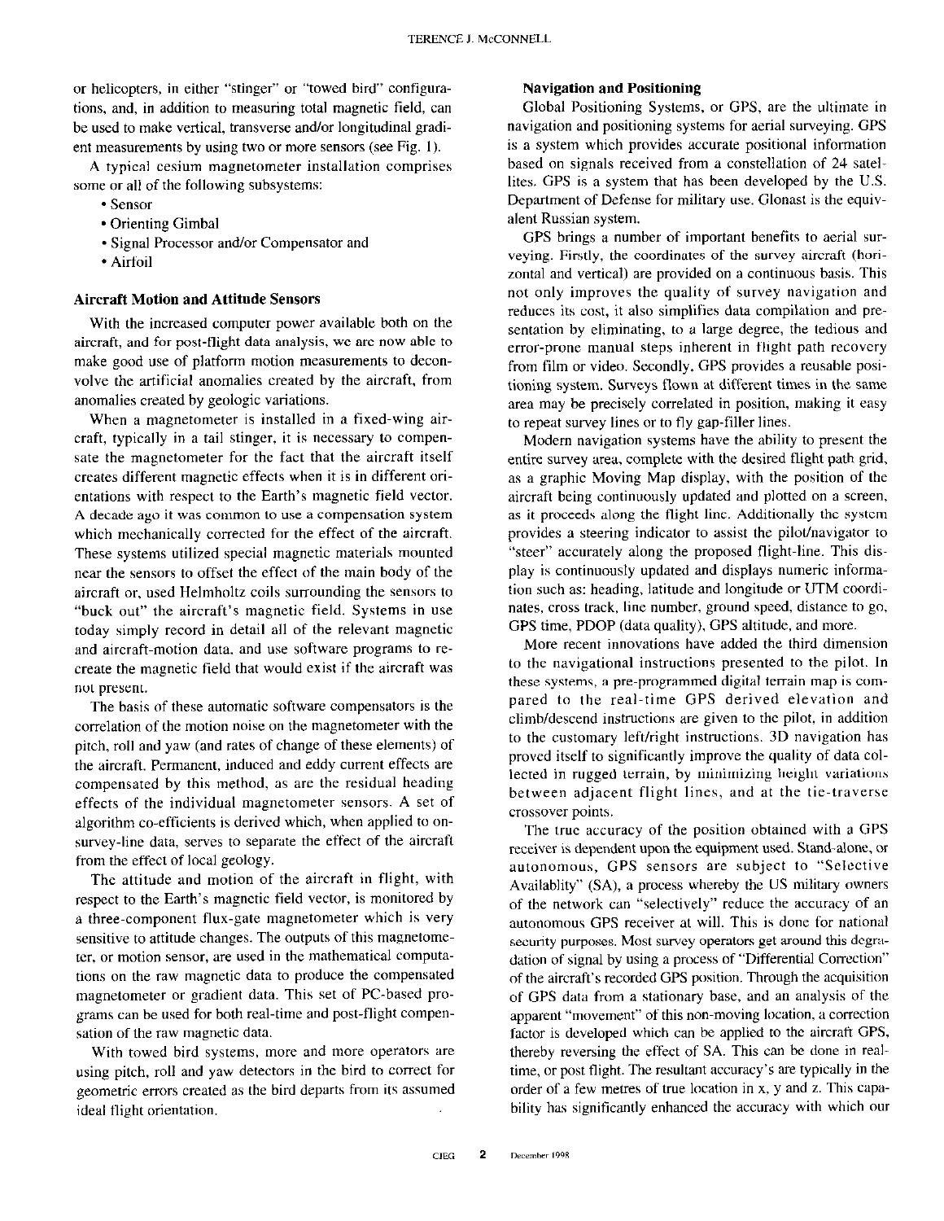or helicopters, in either "stinger" or "towed bird" configurations, and, in addition to measuring total magnetic field, can be used to make vertical, transverse and/or longitudinal gradient measurements by using two or more sensors (see Fig. 1).

A typical cesium magnetometer installation comprises some or all of the following subsystems:

- Sensor
- Orienting Gimbal
- Signal Processor and/or Compensator and
- Airfoil

### Aircraft Motion and Attitude Sensors

With the increased computer power available both on the aircraft, and for post-flight data analysis, we are now able to make good use of platform motion measurements to deconvolve the artificial anomalies created by the aircraft, from anomalies created by geologic variations.

When a magnetometer is installed in a fixed-wing aircraft, typically in a tail stinger, it is necessary to compensate the magnetometer for the fact that the aircraft itself creates different magnetic effects when it is in different orientations with respect to the Earth's magnetic field vector. A decade ago it was common to use a compensation system which mechanically corrected for the effect of the aircraft. These systems utilized special magnetic materials mounted near the sensors to offset the effect of the main body of the aircraft or, used Helmholtz coils surrounding the sensors to "buck out" the aircraft's magnetic field. Systems in use today simply record in detail all of the relevant magnetic and aircraft-motion data, and use software programs to recreate the magnetic field that would exist if the aircraft was not present.

The basis of these automatic software compensators is the correlation of the motion noise on the magnetometer with the pitch, roll and yaw (and rates of change of these elements) of the aircraft. Permanent, induced and eddy current effects are compensated by this method, as are the residual heading effects of the individual magnetometer sensors. A set of algorithm co-efficients is derived which, when applied to on-survey-line data, serves to separate the effect of the aircraft from the effect of local geology.

The attitude and motion of the aircraft in flight, with respect to the Earth's magnetic field vector, is monitored by a three-component flux-gate magnetometer which is very sensitive to attitude changes. The outputs of this magnetometer, or motion sensor, are used in the mathematical computations on the raw magnetic data to produce the compensated magnetometer or gradient data. This set of PC-based programs can be used for both real-time and post-flight compensation of the raw magnetic data.

With towed bird systems, more and more operators are using pitch, roll and yaw detectors in the bird to correct for geometric errors created as the bird departs from its assumed ideal flight orientation.

### Navigation and Positioning

Global Positioning Systems, or GPS, are the ultimate in navigation and positioning systems for aerial surveying. GPS is a system which provides accurate positional information based on signals received from a constellation of 24 satellites. GPS is a system that has been developed by the U.S. Department of Defense for military use. Glonast is the equivalent Russian system.

GPS brings a number of important benefits to aerial surveying. Firstly, the coordinates of the survey aircraft (horizontal and vertical) are provided on a continuous basis. This not only improves the quality of survey navigation and reduces its cost, it also simplifies data compilation and presentation by eliminating, to a large degree, the tedious and error-prone manual steps inherent in flight path recovery from film or video. Secondly, GPS provides a reusable positioning system. Surveys flown at different times in the same area may be precisely correlated in position, making it easy to repeat survey lines or to fly gap-filler lines.

Modern navigation systems have the ability to present the entire survey area, complete with the desired flight path grid, as a graphic Moving Map display, with the position of the aircraft being continuously updated and plotted on a screen, as it proceeds along the flight line. Additionally the system provides a steering indicator to assist the pilot/navigator to "steer" accurately along the proposed flight-line. This display is continuously updated and displays numeric information such as: heading, latitude and longitude or UTM coordinates, cross track, line number, ground speed, distance to go, GPS time, PDOP (data quality), GPS altitude, and more.

More recent innovations have added the third dimension to the navigational instructions presented to the pilot. In these systems, a pre-programmed digital terrain map is compared to the real-time GPS derived elevation and climb/descend instructions are given to the pilot, in addition to the customary left/right instructions. 3D navigation has proved itself to significantly improve the quality of data collected in rugged terrain, by minimizing height variations between adjacent flight lines, and at the tie-traverse crossover points.

The true accuracy of the position obtained with a GPS receiver is dependent upon the equipment used. Stand-alone, or autonomous, GPS sensors are subject to "Selective Availablity" (SA), a process whereby the US military owners of the network can "selectively" reduce the accuracy of an autonomous GPS receiver at will. This is done for national security purposes. Most survey operators get around this degradation of signal by using a process of "Differential Correction" of the aircraft's recorded GPS position. Through the acquisition of GPS data from a stationary base, and an analysis of the apparent "movement" of this non-moving location, a correction factor is developed which can be applied to the aircraft GPS, thereby reversing the effect of SA. This can be done in real-time, or post flight. The resultant accuracy's are typically in the order of a few metres of true location in x, y and z. This capability has significantly enhanced the accuracy with which our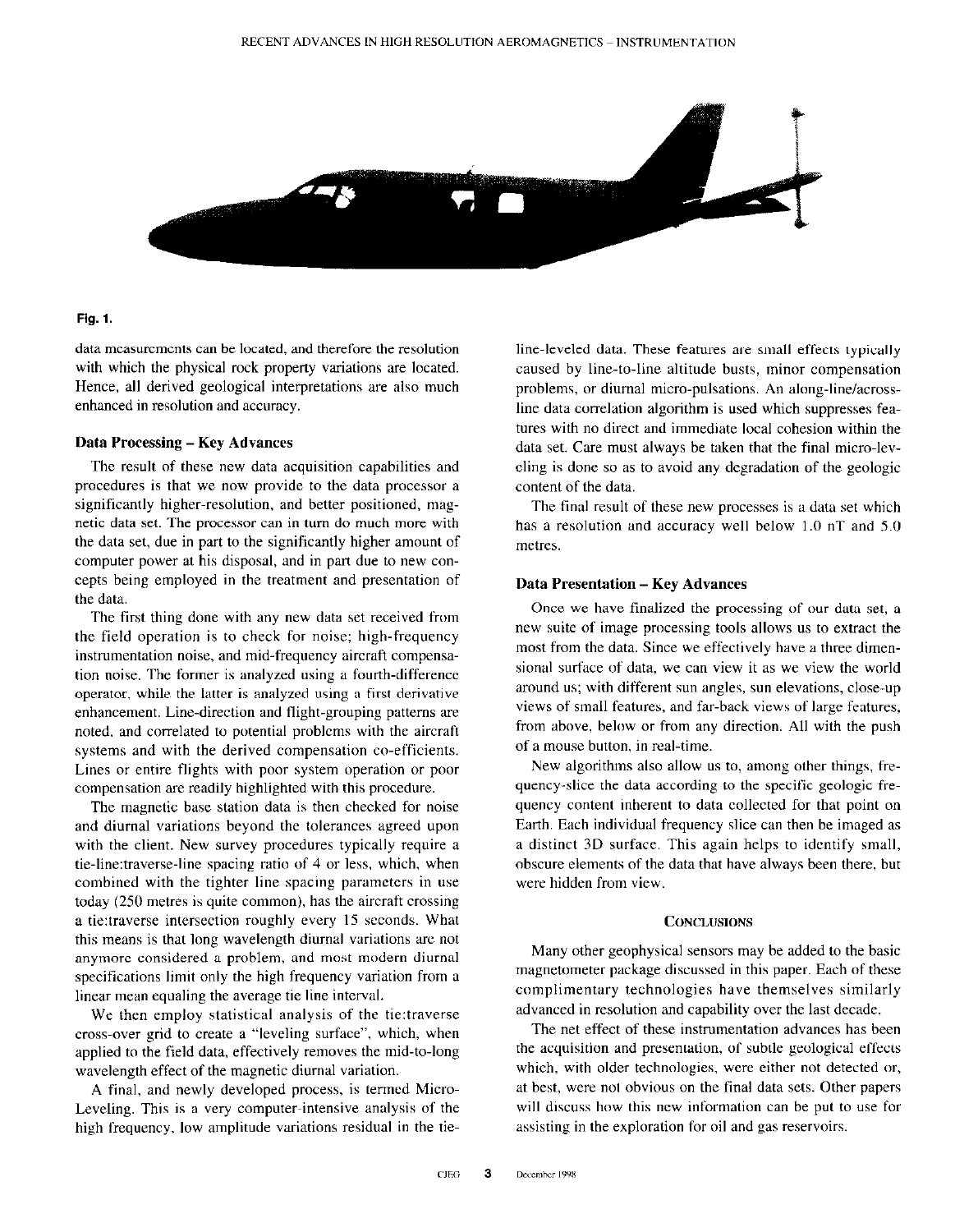**Fig. 1.**

data measurements can be located, and therefore the resolution with which the physical rock property variations are located. Hence, all derived geological interpretations are also much enhanced in resolution and accuracy.

### Data Processing – Key Advances

The result of these new data acquisition capabilities and procedures is that we now provide to the data processor a significantly higher-resolution, and better positioned, magnetic data set. The processor can in turn do much more with the data set, due in part to the significantly higher amount of computer power at his disposal, and in part due to new concepts being employed in the treatment and presentation of the data.

The first thing done with any new data set received from the field operation is to check for noise; high-frequency instrumentation noise, and mid-frequency aircraft compensation noise. The former is analyzed using a fourth-difference operator, while the latter is analyzed using a first derivative enhancement. Line-direction and flight-grouping patterns are noted, and correlated to potential problems with the aircraft systems and with the derived compensation co-efficients. Lines or entire flights with poor system operation or poor compensation are readily highlighted with this procedure.

The magnetic base station data is then checked for noise and diurnal variations beyond the tolerances agreed upon with the client. New survey procedures typically require a tie-line:traverse-line spacing ratio of 4 or less, which, when combined with the tighter line spacing parameters in use today (250 metres is quite common), has the aircraft crossing a tie:traverse intersection roughly every 15 seconds. What this means is that long wavelength diurnal variations are not anymore considered a problem, and most modern diurnal specifications limit only the high frequency variation from a linear mean equaling the average tie line interval.

We then employ statistical analysis of the tie:traverse cross-over grid to create a "leveling surface", which, when applied to the field data, effectively removes the mid-to-long wavelength effect of the magnetic diurnal variation.

A final, and newly developed process, is termed Micro-Leveling. This is a very computer-intensive analysis of the high frequency, low amplitude variations residual in the tie-line-leveled data. These features are small effects typically caused by line-to-line altitude busts, minor compensation problems, or diurnal micro-pulsations. An along-line/across-line data correlation algorithm is used which suppresses features with no direct and immediate local cohesion within the data set. Care must always be taken that the final micro-leveling is done so as to avoid any degradation of the geologic content of the data.

The final result of these new processes is a data set which has a resolution and accuracy well below 1.0 nT and 5.0 metres.

### Data Presentation – Key Advances

Once we have finalized the processing of our data set, a new suite of image processing tools allows us to extract the most from the data. Since we effectively have a three dimensional surface of data, we can view it as we view the world around us; with different sun angles, sun elevations, close-up views of small features, and far-back views of large features, from above, below or from any direction. All with the push of a mouse button, in real-time.

New algorithms also allow us to, among other things, frequency-slice the data according to the specific geologic frequency content inherent to data collected for that point on Earth. Each individual frequency slice can then be imaged as a distinct 3D surface. This again helps to identify small, obscure elements of the data that have always been there, but were hidden from view.

## Conclusions

Many other geophysical sensors may be added to the basic magnetometer package discussed in this paper. Each of these complimentary technologies have themselves similarly advanced in resolution and capability over the last decade.

The net effect of these instrumentation advances has been the acquisition and presentation, of subtle geological effects which, with older technologies, were either not detected or, at best, were not obvious on the final data sets. Other papers will discuss how this new information can be put to use for assisting in the exploration for oil and gas reservoirs.